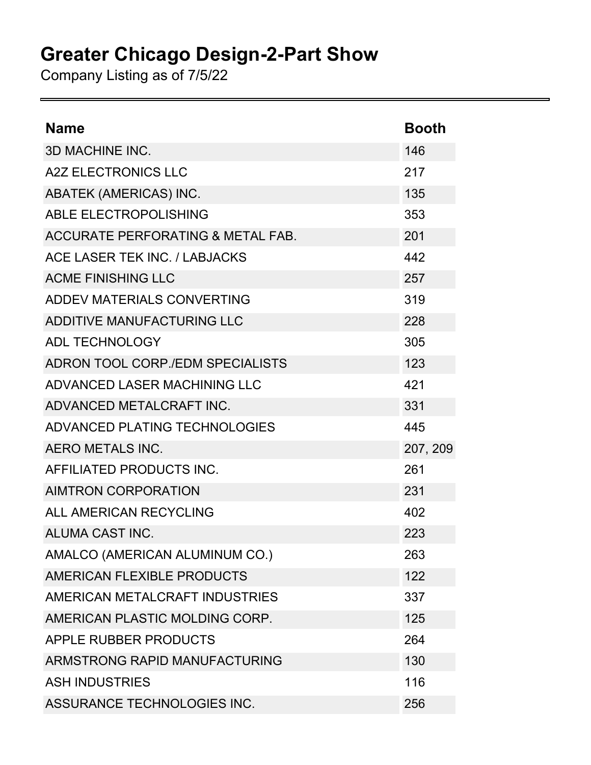# Greater Chicago Design-2-Part Show

Company Listing as of 7/5/22

| Name | Booth |
|---|---|
| 3D MACHINE INC. | 146 |
| A2Z ELECTRONICS LLC | 217 |
| ABATEK (AMERICAS) INC. | 135 |
| ABLE ELECTROPOLISHING | 353 |
| ACCURATE PERFORATING & METAL FAB. | 201 |
| ACE LASER TEK INC. / LABJACKS | 442 |
| ACME FINISHING LLC | 257 |
| ADDEV MATERIALS CONVERTING | 319 |
| ADDITIVE MANUFACTURING LLC | 228 |
| ADL TECHNOLOGY | 305 |
| ADRON TOOL CORP./EDM SPECIALISTS | 123 |
| ADVANCED LASER MACHINING LLC | 421 |
| ADVANCED METALCRAFT INC. | 331 |
| ADVANCED PLATING TECHNOLOGIES | 445 |
| AERO METALS INC. | 207, 209 |
| AFFILIATED PRODUCTS INC. | 261 |
| AIMTRON CORPORATION | 231 |
| ALL AMERICAN RECYCLING | 402 |
| ALUMA CAST INC. | 223 |
| AMALCO (AMERICAN ALUMINUM CO.) | 263 |
| AMERICAN FLEXIBLE PRODUCTS | 122 |
| AMERICAN METALCRAFT INDUSTRIES | 337 |
| AMERICAN PLASTIC MOLDING CORP. | 125 |
| APPLE RUBBER PRODUCTS | 264 |
| ARMSTRONG RAPID MANUFACTURING | 130 |
| ASH INDUSTRIES | 116 |
| ASSURANCE TECHNOLOGIES INC. | 256 |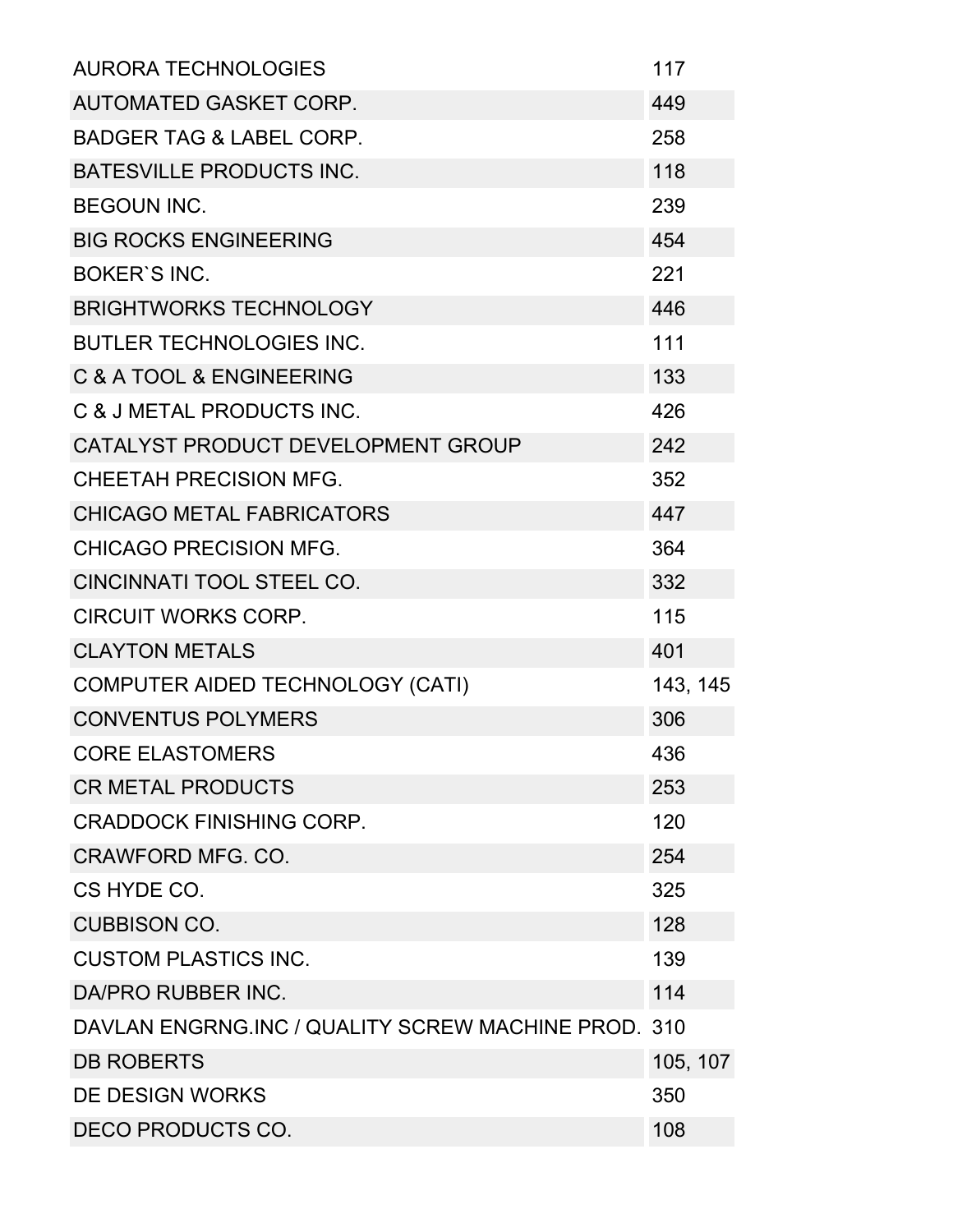| | |
|---|---|
| AURORA TECHNOLOGIES | 117 |
| AUTOMATED GASKET CORP. | 449 |
| BADGER TAG & LABEL CORP. | 258 |
| BATESVILLE PRODUCTS INC. | 118 |
| BEGOUN INC. | 239 |
| BIG ROCKS ENGINEERING | 454 |
| BOKER`S INC. | 221 |
| BRIGHTWORKS TECHNOLOGY | 446 |
| BUTLER TECHNOLOGIES INC. | 111 |
| C & A TOOL & ENGINEERING | 133 |
| C & J METAL PRODUCTS INC. | 426 |
| CATALYST PRODUCT DEVELOPMENT GROUP | 242 |
| CHEETAH PRECISION MFG. | 352 |
| CHICAGO METAL FABRICATORS | 447 |
| CHICAGO PRECISION MFG. | 364 |
| CINCINNATI TOOL STEEL CO. | 332 |
| CIRCUIT WORKS CORP. | 115 |
| CLAYTON METALS | 401 |
| COMPUTER AIDED TECHNOLOGY (CATI) | 143, 145 |
| CONVENTUS POLYMERS | 306 |
| CORE ELASTOMERS | 436 |
| CR METAL PRODUCTS | 253 |
| CRADDOCK FINISHING CORP. | 120 |
| CRAWFORD MFG. CO. | 254 |
| CS HYDE CO. | 325 |
| CUBBISON CO. | 128 |
| CUSTOM PLASTICS INC. | 139 |
| DA/PRO RUBBER INC. | 114 |
| DAVLAN ENGRNG.INC / QUALITY SCREW MACHINE PROD. | 310 |
| DB ROBERTS | 105, 107 |
| DE DESIGN WORKS | 350 |
| DECO PRODUCTS CO. | 108 |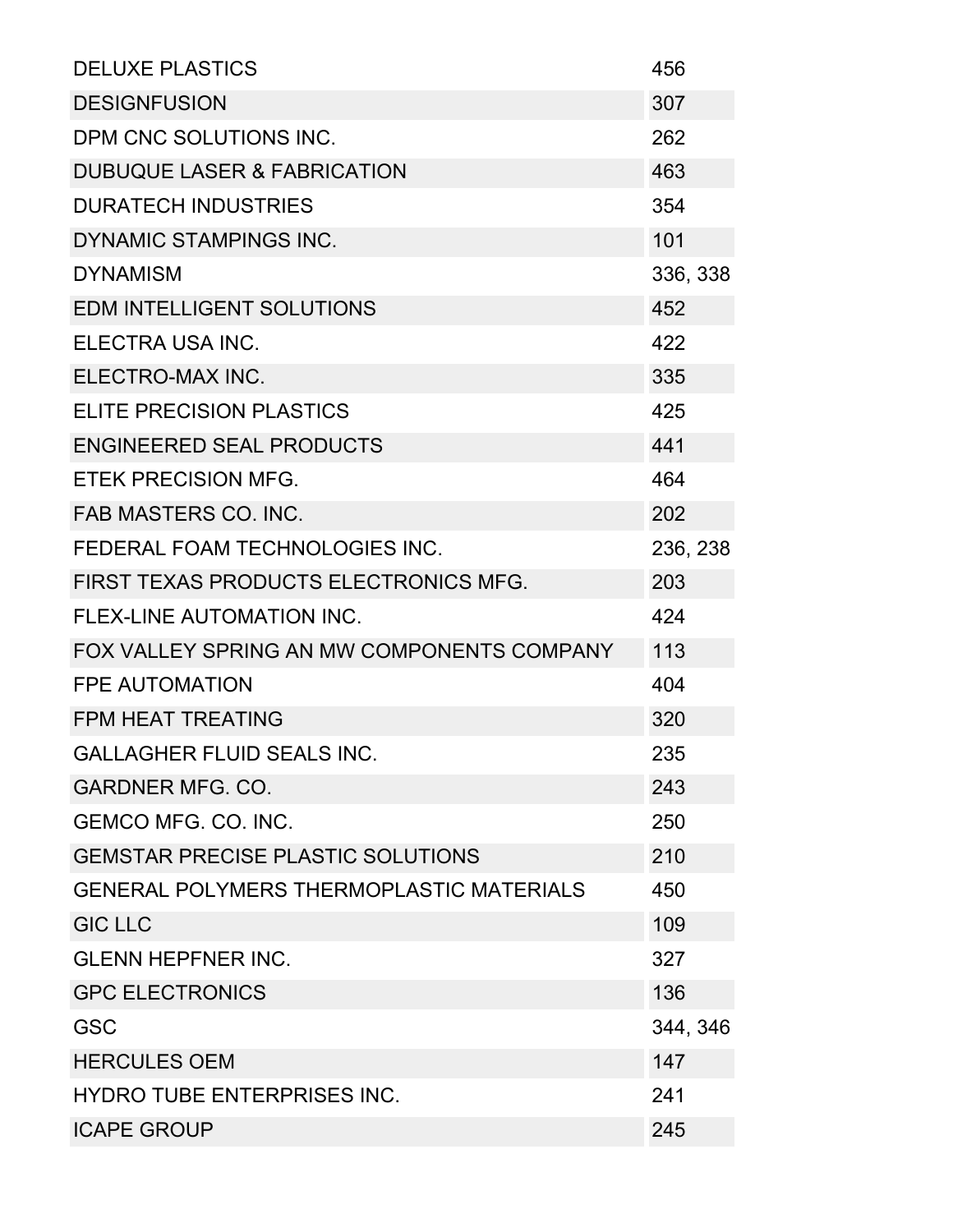| | |
|---|---|
| DELUXE PLASTICS | 456 |
| DESIGNFUSION | 307 |
| DPM CNC SOLUTIONS INC. | 262 |
| DUBUQUE LASER & FABRICATION | 463 |
| DURATECH INDUSTRIES | 354 |
| DYNAMIC STAMPINGS INC. | 101 |
| DYNAMISM | 336, 338 |
| EDM INTELLIGENT SOLUTIONS | 452 |
| ELECTRA USA INC. | 422 |
| ELECTRO-MAX INC. | 335 |
| ELITE PRECISION PLASTICS | 425 |
| ENGINEERED SEAL PRODUCTS | 441 |
| ETEK PRECISION MFG. | 464 |
| FAB MASTERS CO. INC. | 202 |
| FEDERAL FOAM TECHNOLOGIES INC. | 236, 238 |
| FIRST TEXAS PRODUCTS ELECTRONICS MFG. | 203 |
| FLEX-LINE AUTOMATION INC. | 424 |
| FOX VALLEY SPRING AN MW COMPONENTS COMPANY | 113 |
| FPE AUTOMATION | 404 |
| FPM HEAT TREATING | 320 |
| GALLAGHER FLUID SEALS INC. | 235 |
| GARDNER MFG. CO. | 243 |
| GEMCO MFG. CO. INC. | 250 |
| GEMSTAR PRECISE PLASTIC SOLUTIONS | 210 |
| GENERAL POLYMERS THERMOPLASTIC MATERIALS | 450 |
| GIC LLC | 109 |
| GLENN HEPFNER INC. | 327 |
| GPC ELECTRONICS | 136 |
| GSC | 344, 346 |
| HERCULES OEM | 147 |
| HYDRO TUBE ENTERPRISES INC. | 241 |
| ICAPE GROUP | 245 |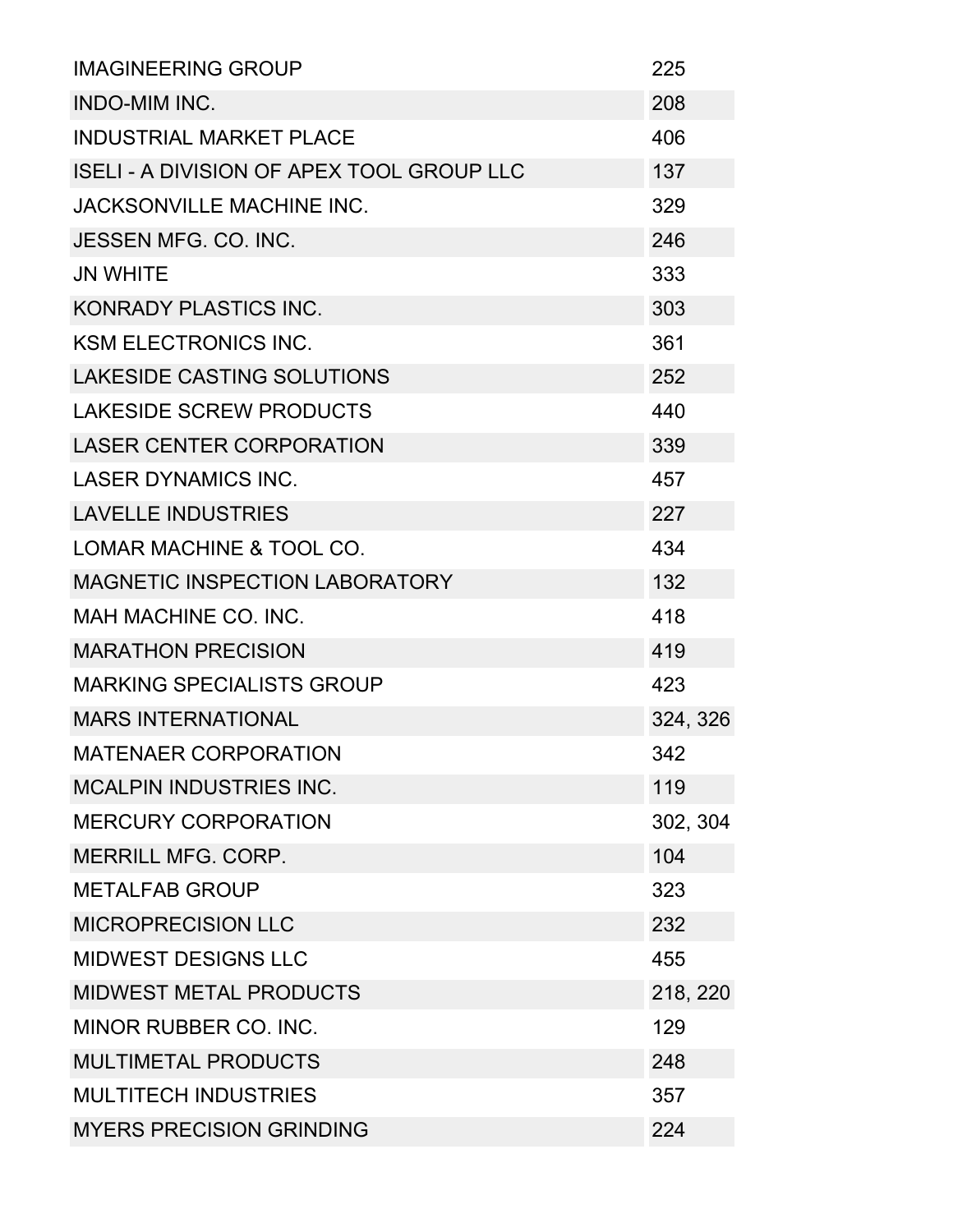| | |
|---|---|
| IMAGINEERING GROUP | 225 |
| INDO-MIM INC. | 208 |
| INDUSTRIAL MARKET PLACE | 406 |
| ISELI - A DIVISION OF APEX TOOL GROUP LLC | 137 |
| JACKSONVILLE MACHINE INC. | 329 |
| JESSEN MFG. CO. INC. | 246 |
| JN WHITE | 333 |
| KONRADY PLASTICS INC. | 303 |
| KSM ELECTRONICS INC. | 361 |
| LAKESIDE CASTING SOLUTIONS | 252 |
| LAKESIDE SCREW PRODUCTS | 440 |
| LASER CENTER CORPORATION | 339 |
| LASER DYNAMICS INC. | 457 |
| LAVELLE INDUSTRIES | 227 |
| LOMAR MACHINE & TOOL CO. | 434 |
| MAGNETIC INSPECTION LABORATORY | 132 |
| MAH MACHINE CO. INC. | 418 |
| MARATHON PRECISION | 419 |
| MARKING SPECIALISTS GROUP | 423 |
| MARS INTERNATIONAL | 324, 326 |
| MATENAER CORPORATION | 342 |
| MCALPIN INDUSTRIES INC. | 119 |
| MERCURY CORPORATION | 302, 304 |
| MERRILL MFG. CORP. | 104 |
| METALFAB GROUP | 323 |
| MICROPRECISION LLC | 232 |
| MIDWEST DESIGNS LLC | 455 |
| MIDWEST METAL PRODUCTS | 218, 220 |
| MINOR RUBBER CO. INC. | 129 |
| MULTIMETAL PRODUCTS | 248 |
| MULTITECH INDUSTRIES | 357 |
| MYERS PRECISION GRINDING | 224 |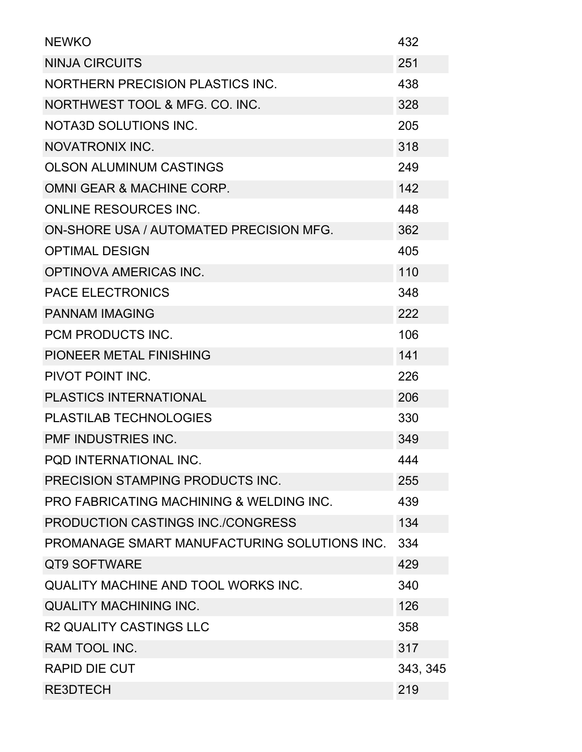| | |
|---|---|
| NEWKO | 432 |
| NINJA CIRCUITS | 251 |
| NORTHERN PRECISION PLASTICS INC. | 438 |
| NORTHWEST TOOL & MFG. CO. INC. | 328 |
| NOTA3D SOLUTIONS INC. | 205 |
| NOVATRONIX INC. | 318 |
| OLSON ALUMINUM CASTINGS | 249 |
| OMNI GEAR & MACHINE CORP. | 142 |
| ONLINE RESOURCES INC. | 448 |
| ON-SHORE USA / AUTOMATED PRECISION MFG. | 362 |
| OPTIMAL DESIGN | 405 |
| OPTINOVA AMERICAS INC. | 110 |
| PACE ELECTRONICS | 348 |
| PANNAM IMAGING | 222 |
| PCM PRODUCTS INC. | 106 |
| PIONEER METAL FINISHING | 141 |
| PIVOT POINT INC. | 226 |
| PLASTICS INTERNATIONAL | 206 |
| PLASTILAB TECHNOLOGIES | 330 |
| PMF INDUSTRIES INC. | 349 |
| PQD INTERNATIONAL INC. | 444 |
| PRECISION STAMPING PRODUCTS INC. | 255 |
| PRO FABRICATING MACHINING & WELDING INC. | 439 |
| PRODUCTION CASTINGS INC./CONGRESS | 134 |
| PROMANAGE SMART MANUFACTURING SOLUTIONS INC. | 334 |
| QT9 SOFTWARE | 429 |
| QUALITY MACHINE AND TOOL WORKS INC. | 340 |
| QUALITY MACHINING INC. | 126 |
| R2 QUALITY CASTINGS LLC | 358 |
| RAM TOOL INC. | 317 |
| RAPID DIE CUT | 343, 345 |
| RE3DTECH | 219 |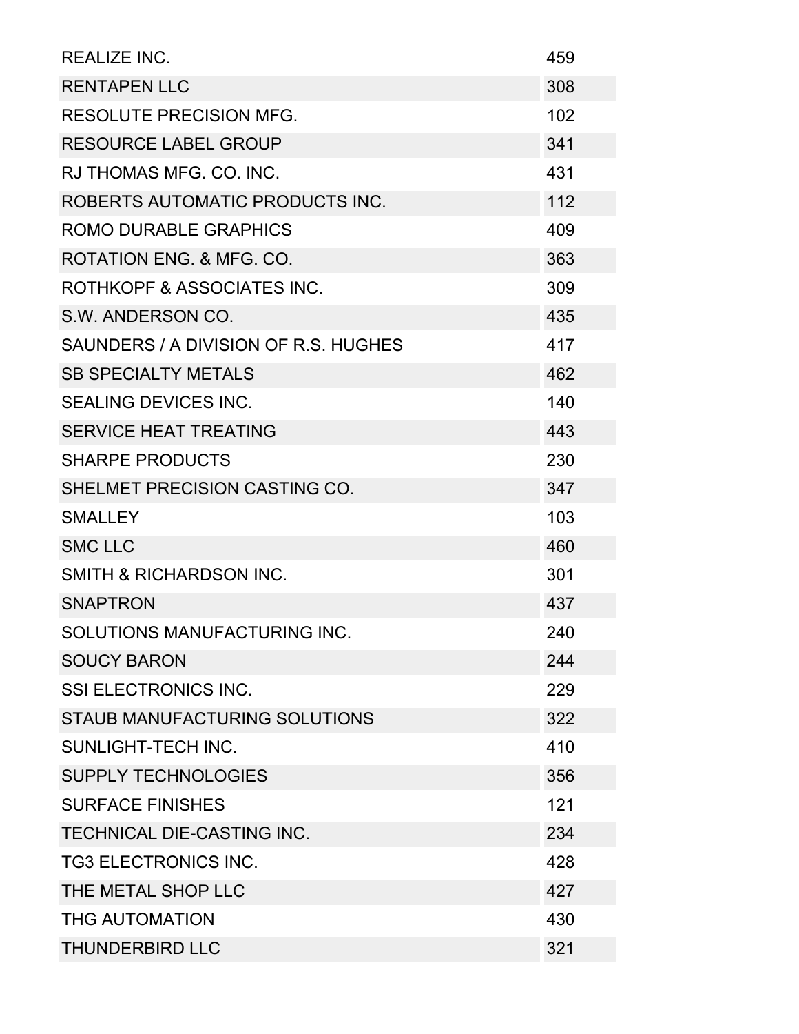| | |
|---|---|
| REALIZE INC. | 459 |
| RENTAPEN LLC | 308 |
| RESOLUTE PRECISION MFG. | 102 |
| RESOURCE LABEL GROUP | 341 |
| RJ THOMAS MFG. CO. INC. | 431 |
| ROBERTS AUTOMATIC PRODUCTS INC. | 112 |
| ROMO DURABLE GRAPHICS | 409 |
| ROTATION ENG. & MFG. CO. | 363 |
| ROTHKOPF & ASSOCIATES INC. | 309 |
| S.W. ANDERSON CO. | 435 |
| SAUNDERS / A DIVISION OF R.S. HUGHES | 417 |
| SB SPECIALTY METALS | 462 |
| SEALING DEVICES INC. | 140 |
| SERVICE HEAT TREATING | 443 |
| SHARPE PRODUCTS | 230 |
| SHELMET PRECISION CASTING CO. | 347 |
| SMALLEY | 103 |
| SMC LLC | 460 |
| SMITH & RICHARDSON INC. | 301 |
| SNAPTRON | 437 |
| SOLUTIONS MANUFACTURING INC. | 240 |
| SOUCY BARON | 244 |
| SSI ELECTRONICS INC. | 229 |
| STAUB MANUFACTURING SOLUTIONS | 322 |
| SUNLIGHT-TECH INC. | 410 |
| SUPPLY TECHNOLOGIES | 356 |
| SURFACE FINISHES | 121 |
| TECHNICAL DIE-CASTING INC. | 234 |
| TG3 ELECTRONICS INC. | 428 |
| THE METAL SHOP LLC | 427 |
| THG AUTOMATION | 430 |
| THUNDERBIRD LLC | 321 |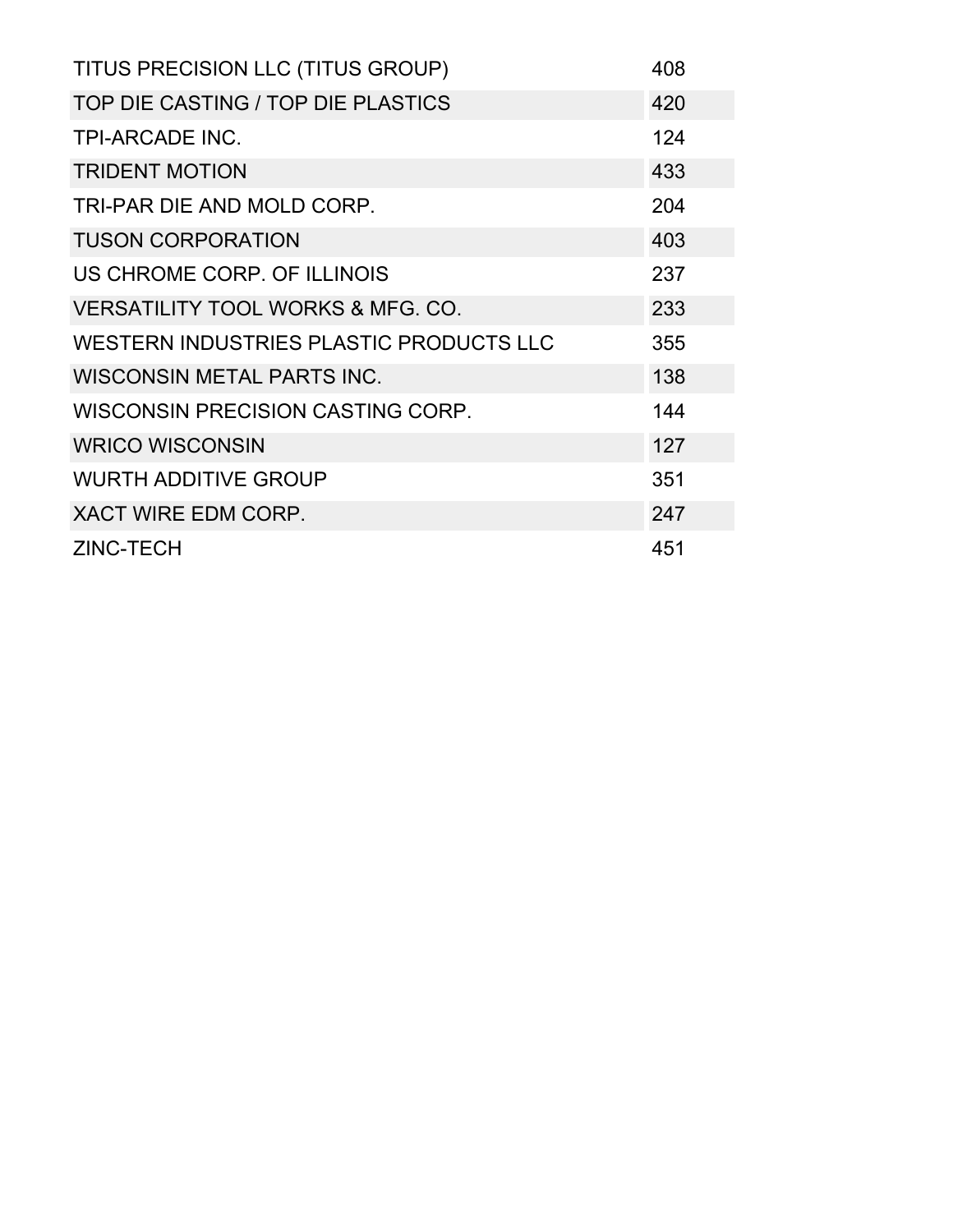| | |
|---|---|
| TITUS PRECISION LLC (TITUS GROUP) | 408 |
| TOP DIE CASTING / TOP DIE PLASTICS | 420 |
| TPI-ARCADE INC. | 124 |
| TRIDENT MOTION | 433 |
| TRI-PAR DIE AND MOLD CORP. | 204 |
| TUSON CORPORATION | 403 |
| US CHROME CORP. OF ILLINOIS | 237 |
| VERSATILITY TOOL WORKS & MFG. CO. | 233 |
| WESTERN INDUSTRIES PLASTIC PRODUCTS LLC | 355 |
| WISCONSIN METAL PARTS INC. | 138 |
| WISCONSIN PRECISION CASTING CORP. | 144 |
| WRICO WISCONSIN | 127 |
| WURTH ADDITIVE GROUP | 351 |
| XACT WIRE EDM CORP. | 247 |
| ZINC-TECH | 451 |